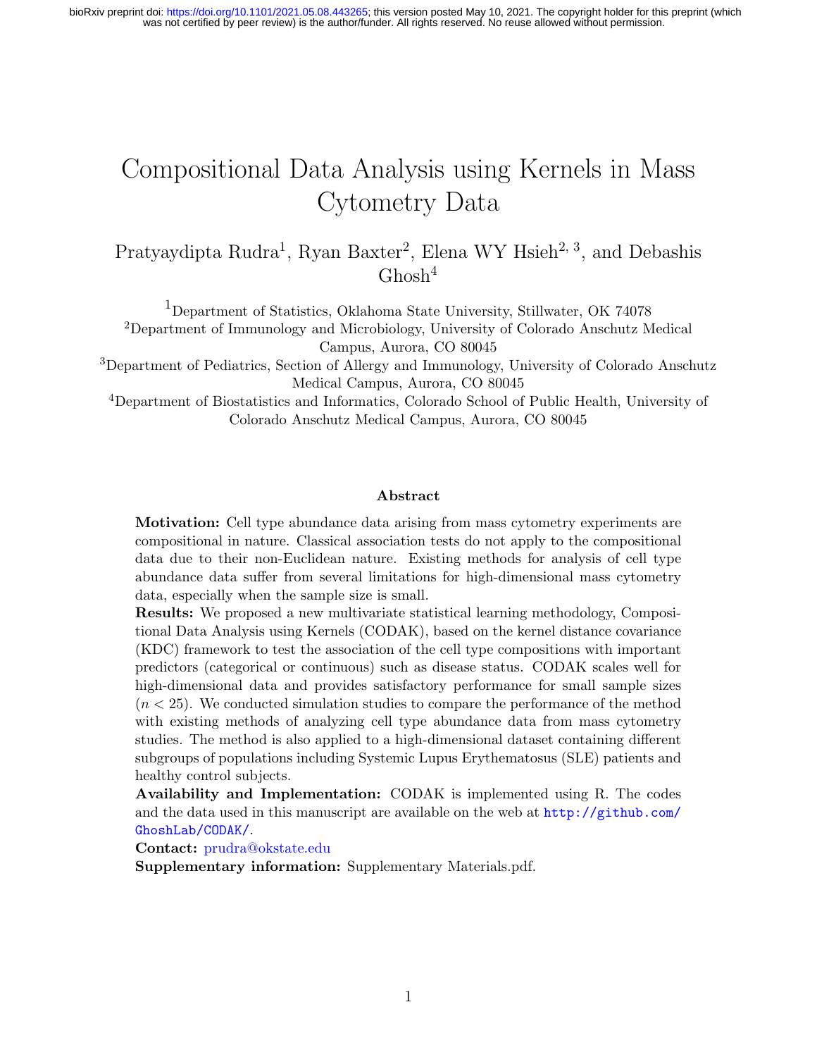# Compositional Data Analysis using Kernels in Mass Cytometry Data

Pratyaydipta Rudra[1], Ryan Baxter[2], Elena WY Hsieh[2, 3], and Debashis Ghosh[4]

[1]Department of Statistics, Oklahoma State University, Stillwater, OK 74078

[2]Department of Immunology and Microbiology, University of Colorado Anschutz Medical Campus, Aurora, CO 80045

[3]Department of Pediatrics, Section of Allergy and Immunology, University of Colorado Anschutz Medical Campus, Aurora, CO 80045

[4]Department of Biostatistics and Informatics, Colorado School of Public Health, University of Colorado Anschutz Medical Campus, Aurora, CO 80045

## Abstract

**Motivation:** Cell type abundance data arising from mass cytometry experiments are compositional in nature. Classical association tests do not apply to the compositional data due to their non-Euclidean nature. Existing methods for analysis of cell type abundance data suffer from several limitations for high-dimensional mass cytometry data, especially when the sample size is small.

**Results:** We proposed a new multivariate statistical learning methodology, Compositional Data Analysis using Kernels (CODAK), based on the kernel distance covariance (KDC) framework to test the association of the cell type compositions with important predictors (categorical or continuous) such as disease status. CODAK scales well for high-dimensional data and provides satisfactory performance for small sample sizes ($n < 25$). We conducted simulation studies to compare the performance of the method with existing methods of analyzing cell type abundance data from mass cytometry studies. The method is also applied to a high-dimensional dataset containing different subgroups of populations including Systemic Lupus Erythematosus (SLE) patients and healthy control subjects.

**Availability and Implementation:** CODAK is implemented using R. The codes and the data used in this manuscript are available on the web at http://github.com/GhoshLab/CODAK/.

**Contact:** prudra@okstate.edu

**Supplementary information:** Supplementary Materials.pdf.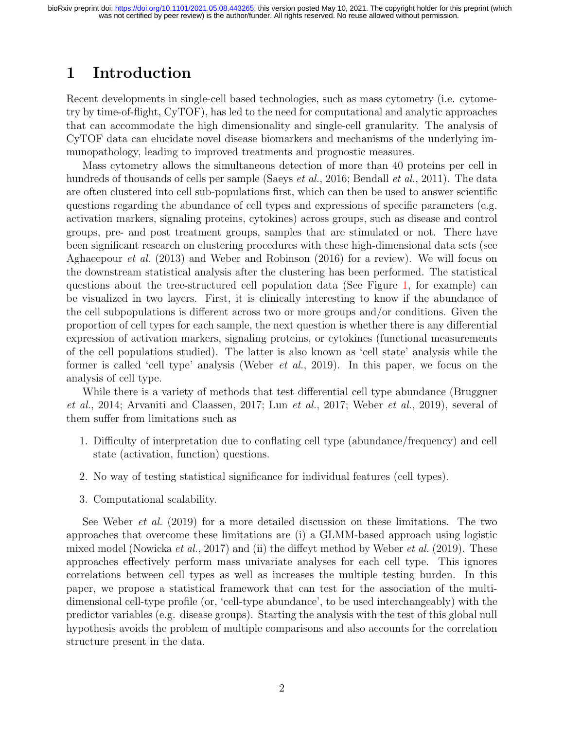# 1 Introduction

Recent developments in single-cell based technologies, such as mass cytometry (i.e. cytometry by time-of-flight, CyTOF), has led to the need for computational and analytic approaches that can accommodate the high dimensionality and single-cell granularity. The analysis of CyTOF data can elucidate novel disease biomarkers and mechanisms of the underlying immunopathology, leading to improved treatments and prognostic measures.

Mass cytometry allows the simultaneous detection of more than 40 proteins per cell in hundreds of thousands of cells per sample (Saeys *et al.*, 2016; Bendall *et al.*, 2011). The data are often clustered into cell sub-populations first, which can then be used to answer scientific questions regarding the abundance of cell types and expressions of specific parameters (e.g. activation markers, signaling proteins, cytokines) across groups, such as disease and control groups, pre- and post treatment groups, samples that are stimulated or not. There have been significant research on clustering procedures with these high-dimensional data sets (see Aghaeepour *et al.* (2013) and Weber and Robinson (2016) for a review). We will focus on the downstream statistical analysis after the clustering has been performed. The statistical questions about the tree-structured cell population data (See Figure 1, for example) can be visualized in two layers. First, it is clinically interesting to know if the abundance of the cell subpopulations is different across two or more groups and/or conditions. Given the proportion of cell types for each sample, the next question is whether there is any differential expression of activation markers, signaling proteins, or cytokines (functional measurements of the cell populations studied). The latter is also known as 'cell state' analysis while the former is called 'cell type' analysis (Weber *et al.*, 2019). In this paper, we focus on the analysis of cell type.

While there is a variety of methods that test differential cell type abundance (Bruggner *et al.*, 2014; Arvaniti and Claassen, 2017; Lun *et al.*, 2017; Weber *et al.*, 2019), several of them suffer from limitations such as

1. Difficulty of interpretation due to conflating cell type (abundance/frequency) and cell state (activation, function) questions.
2. No way of testing statistical significance for individual features (cell types).
3. Computational scalability.

See Weber *et al.* (2019) for a more detailed discussion on these limitations. The two approaches that overcome these limitations are (i) a GLMM-based approach using logistic mixed model (Nowicka *et al.*, 2017) and (ii) the diffcyt method by Weber *et al.* (2019). These approaches effectively perform mass univariate analyses for each cell type. This ignores correlations between cell types as well as increases the multiple testing burden. In this paper, we propose a statistical framework that can test for the association of the multi-dimensional cell-type profile (or, 'cell-type abundance', to be used interchangeably) with the predictor variables (e.g. disease groups). Starting the analysis with the test of this global null hypothesis avoids the problem of multiple comparisons and also accounts for the correlation structure present in the data.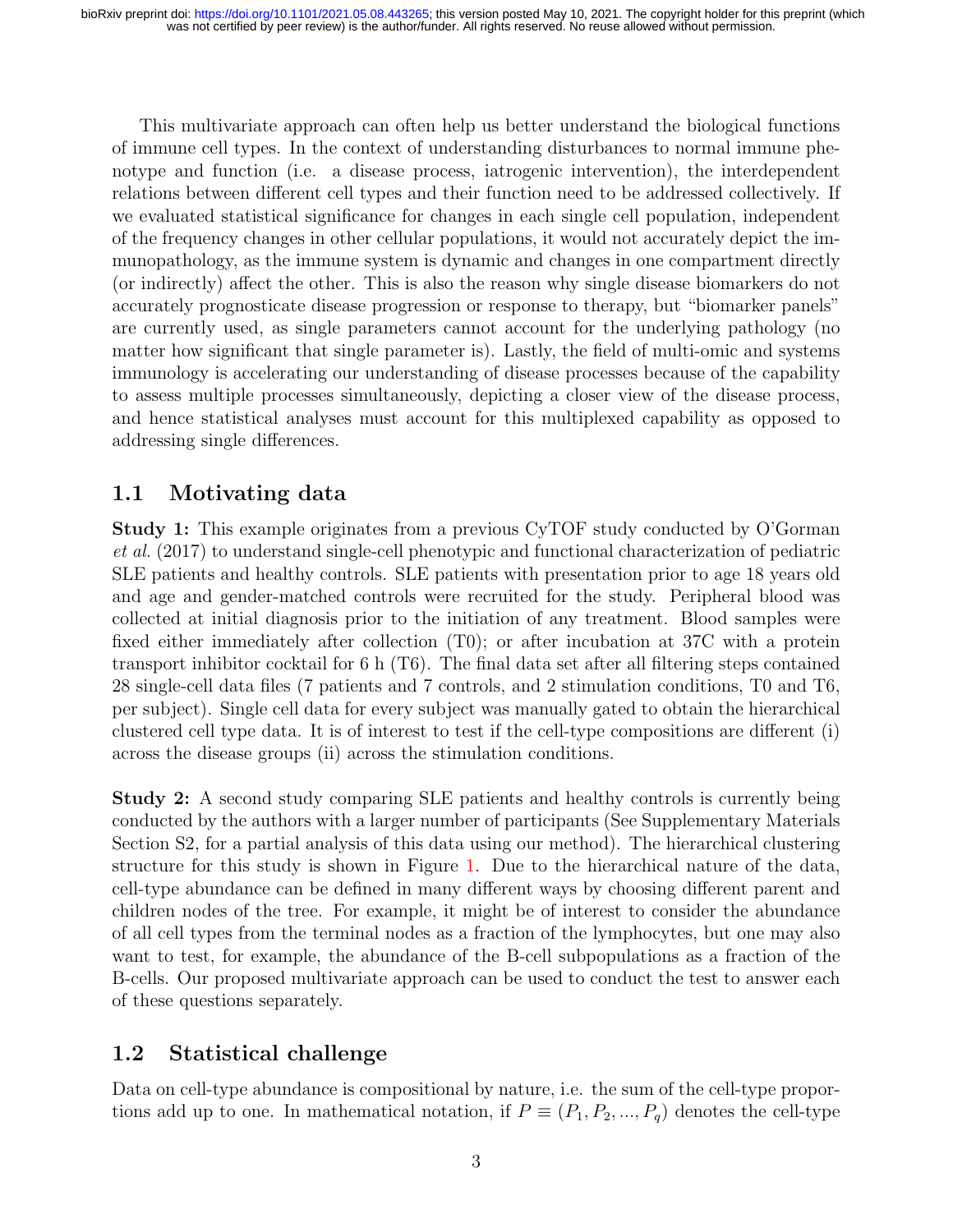This multivariate approach can often help us better understand the biological functions of immune cell types. In the context of understanding disturbances to normal immune phenotype and function (i.e. a disease process, iatrogenic intervention), the interdependent relations between different cell types and their function need to be addressed collectively. If we evaluated statistical significance for changes in each single cell population, independent of the frequency changes in other cellular populations, it would not accurately depict the immunopathology, as the immune system is dynamic and changes in one compartment directly (or indirectly) affect the other. This is also the reason why single disease biomarkers do not accurately prognosticate disease progression or response to therapy, but "biomarker panels" are currently used, as single parameters cannot account for the underlying pathology (no matter how significant that single parameter is). Lastly, the field of multi-omic and systems immunology is accelerating our understanding of disease processes because of the capability to assess multiple processes simultaneously, depicting a closer view of the disease process, and hence statistical analyses must account for this multiplexed capability as opposed to addressing single differences.

## 1.1 Motivating data

**Study 1:** This example originates from a previous CyTOF study conducted by O'Gorman *et al.* (2017) to understand single-cell phenotypic and functional characterization of pediatric SLE patients and healthy controls. SLE patients with presentation prior to age 18 years old and age and gender-matched controls were recruited for the study. Peripheral blood was collected at initial diagnosis prior to the initiation of any treatment. Blood samples were fixed either immediately after collection (T0); or after incubation at 37C with a protein transport inhibitor cocktail for 6 h (T6). The final data set after all filtering steps contained 28 single-cell data files (7 patients and 7 controls, and 2 stimulation conditions, T0 and T6, per subject). Single cell data for every subject was manually gated to obtain the hierarchical clustered cell type data. It is of interest to test if the cell-type compositions are different (i) across the disease groups (ii) across the stimulation conditions.

**Study 2:** A second study comparing SLE patients and healthy controls is currently being conducted by the authors with a larger number of participants (See Supplementary Materials Section S2, for a partial analysis of this data using our method). The hierarchical clustering structure for this study is shown in Figure 1. Due to the hierarchical nature of the data, cell-type abundance can be defined in many different ways by choosing different parent and children nodes of the tree. For example, it might be of interest to consider the abundance of all cell types from the terminal nodes as a fraction of the lymphocytes, but one may also want to test, for example, the abundance of the B-cell subpopulations as a fraction of the B-cells. Our proposed multivariate approach can be used to conduct the test to answer each of these questions separately.

## 1.2 Statistical challenge

Data on cell-type abundance is compositional by nature, i.e. the sum of the cell-type proportions add up to one. In mathematical notation, if $P \equiv (P_1, P_2, ..., P_q)$ denotes the cell-type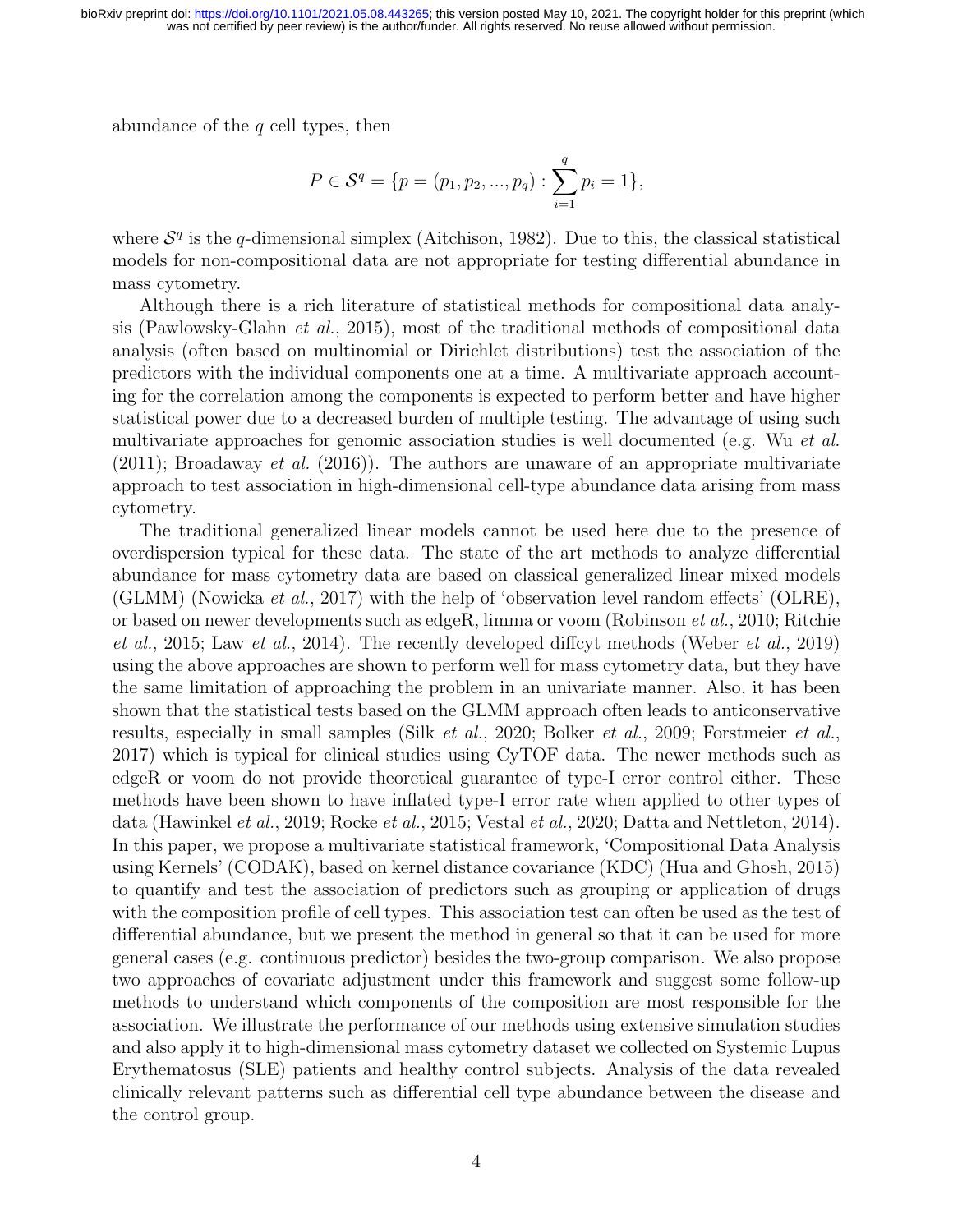abundance of the $q$ cell types, then

$$P \in \mathcal{S}^q = \{p = (p_1, p_2, ..., p_q) : \sum_{i=1}^{q} p_i = 1\},$$

where $\mathcal{S}^q$ is the $q$-dimensional simplex (Aitchison, 1982). Due to this, the classical statistical models for non-compositional data are not appropriate for testing differential abundance in mass cytometry.

Although there is a rich literature of statistical methods for compositional data analysis (Pawlowsky-Glahn *et al.*, 2015), most of the traditional methods of compositional data analysis (often based on multinomial or Dirichlet distributions) test the association of the predictors with the individual components one at a time. A multivariate approach accounting for the correlation among the components is expected to perform better and have higher statistical power due to a decreased burden of multiple testing. The advantage of using such multivariate approaches for genomic association studies is well documented (e.g. Wu *et al.* (2011); Broadaway *et al.* (2016)). The authors are unaware of an appropriate multivariate approach to test association in high-dimensional cell-type abundance data arising from mass cytometry.

The traditional generalized linear models cannot be used here due to the presence of overdispersion typical for these data. The state of the art methods to analyze differential abundance for mass cytometry data are based on classical generalized linear mixed models (GLMM) (Nowicka *et al.*, 2017) with the help of 'observation level random effects' (OLRE), or based on newer developments such as edgeR, limma or voom (Robinson *et al.*, 2010; Ritchie *et al.*, 2015; Law *et al.*, 2014). The recently developed diffcyt methods (Weber *et al.*, 2019) using the above approaches are shown to perform well for mass cytometry data, but they have the same limitation of approaching the problem in an univariate manner. Also, it has been shown that the statistical tests based on the GLMM approach often leads to anticonservative results, especially in small samples (Silk *et al.*, 2020; Bolker *et al.*, 2009; Forstmeier *et al.*, 2017) which is typical for clinical studies using CyTOF data. The newer methods such as edgeR or voom do not provide theoretical guarantee of type-I error control either. These methods have been shown to have inflated type-I error rate when applied to other types of data (Hawinkel *et al.*, 2019; Rocke *et al.*, 2015; Vestal *et al.*, 2020; Datta and Nettleton, 2014). In this paper, we propose a multivariate statistical framework, 'Compositional Data Analysis using Kernels' (CODAK), based on kernel distance covariance (KDC) (Hua and Ghosh, 2015) to quantify and test the association of predictors such as grouping or application of drugs with the composition profile of cell types. This association test can often be used as the test of differential abundance, but we present the method in general so that it can be used for more general cases (e.g. continuous predictor) besides the two-group comparison. We also propose two approaches of covariate adjustment under this framework and suggest some follow-up methods to understand which components of the composition are most responsible for the association. We illustrate the performance of our methods using extensive simulation studies and also apply it to high-dimensional mass cytometry dataset we collected on Systemic Lupus Erythematosus (SLE) patients and healthy control subjects. Analysis of the data revealed clinically relevant patterns such as differential cell type abundance between the disease and the control group.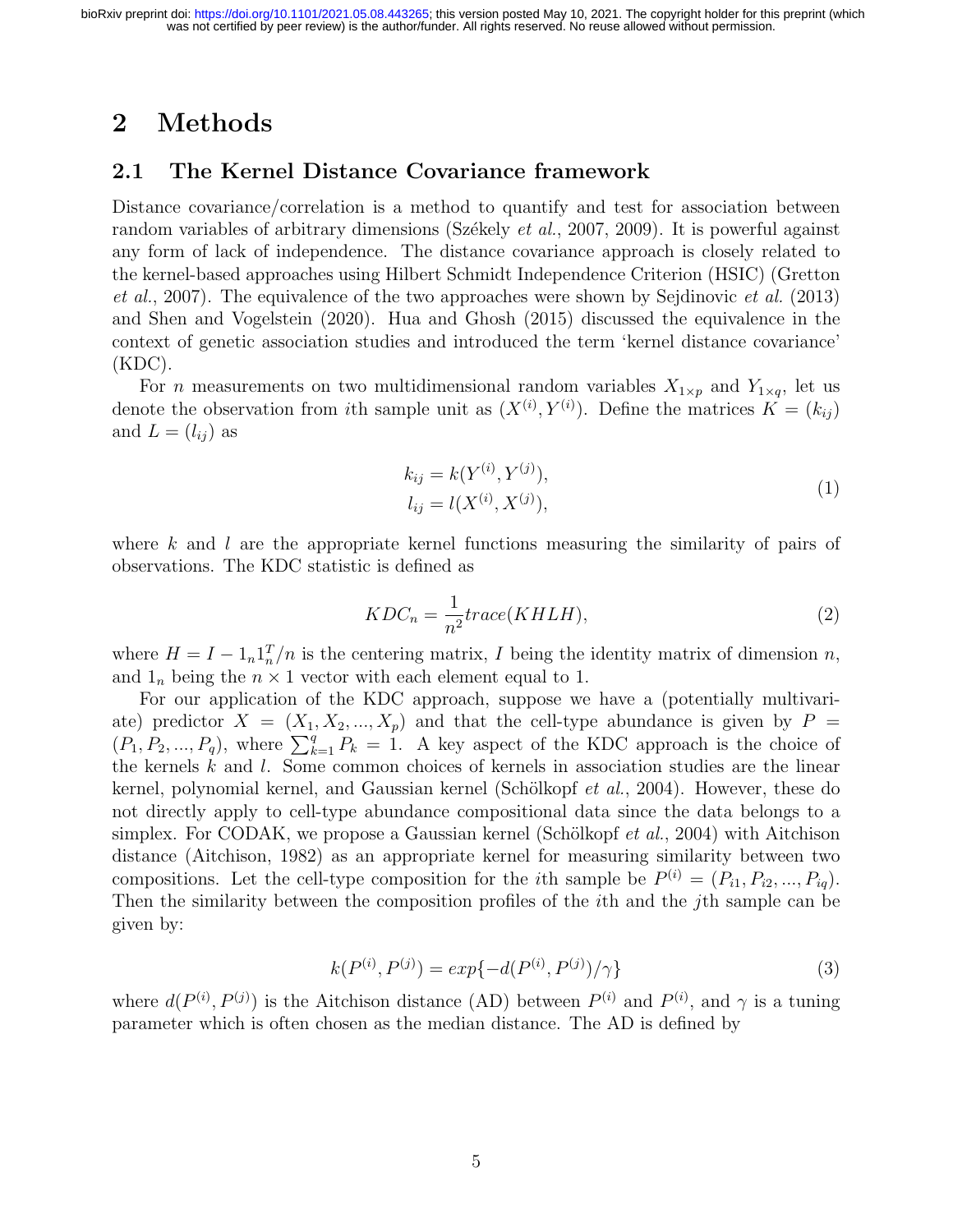## 2 Methods

### 2.1 The Kernel Distance Covariance framework

Distance covariance/correlation is a method to quantify and test for association between random variables of arbitrary dimensions (Székely *et al.*, 2007, 2009). It is powerful against any form of lack of independence. The distance covariance approach is closely related to the kernel-based approaches using Hilbert Schmidt Independence Criterion (HSIC) (Gretton *et al.*, 2007). The equivalence of the two approaches were shown by Sejdinovic *et al.* (2013) and Shen and Vogelstein (2020). Hua and Ghosh (2015) discussed the equivalence in the context of genetic association studies and introduced the term 'kernel distance covariance' (KDC).

For $n$ measurements on two multidimensional random variables $X_{1\times p}$ and $Y_{1\times q}$, let us denote the observation from $i$th sample unit as $(X^{(i)}, Y^{(i)})$. Define the matrices $K = (k_{ij})$ and $L = (l_{ij})$ as

$$
\begin{aligned}
k_{ij} &= k(Y^{(i)}, Y^{(j)}), \\
l_{ij} &= l(X^{(i)}, X^{(j)}),
\end{aligned} \tag{1}
$$

where $k$ and $l$ are the appropriate kernel functions measuring the similarity of pairs of observations. The KDC statistic is defined as

$$
KDC_n = \frac{1}{n^2} trace(KHLH), \tag{2}
$$

where $H = I - 1_n 1_n^T / n$ is the centering matrix, $I$ being the identity matrix of dimension $n$, and $1_n$ being the $n \times 1$ vector with each element equal to 1.

For our application of the KDC approach, suppose we have a (potentially multivariate) predictor $X = (X_1, X_2, ..., X_p)$ and that the cell-type abundance is given by $P = (P_1, P_2, ..., P_q)$, where $\sum_{k=1}^{q} P_k = 1$. A key aspect of the KDC approach is the choice of the kernels $k$ and $l$. Some common choices of kernels in association studies are the linear kernel, polynomial kernel, and Gaussian kernel (Schölkopf *et al.*, 2004). However, these do not directly apply to cell-type abundance compositional data since the data belongs to a simplex. For CODAK, we propose a Gaussian kernel (Schölkopf *et al.*, 2004) with Aitchison distance (Aitchison, 1982) as an appropriate kernel for measuring similarity between two compositions. Let the cell-type composition for the $i$th sample be $P^{(i)} = (P_{i1}, P_{i2}, ..., P_{iq})$. Then the similarity between the composition profiles of the $i$th and the $j$th sample can be given by:

$$
k(P^{(i)}, P^{(j)}) = exp\{-d(P^{(i)}, P^{(j)})/\gamma\} \tag{3}
$$

where $d(P^{(i)}, P^{(j)})$ is the Aitchison distance (AD) between $P^{(i)}$ and $P^{(i)}$, and $\gamma$ is a tuning parameter which is often chosen as the median distance. The AD is defined by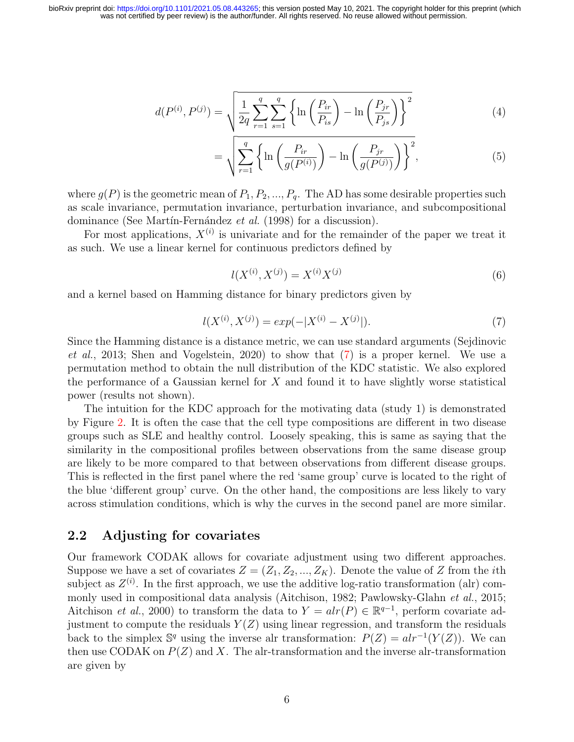$$d(P^{(i)}, P^{(j)}) = \sqrt{\frac{1}{2q} \sum_{r=1}^{q} \sum_{s=1}^{q} \left\{ \ln\left(\frac{P_{ir}}{P_{is}}\right) - \ln\left(\frac{P_{jr}}{P_{js}}\right) \right\}^2} \tag{4}$$

$$= \sqrt{\sum_{r=1}^{q} \left\{ \ln\left(\frac{P_{ir}}{g(P^{(i)})}\right) - \ln\left(\frac{P_{jr}}{g(P^{(j)})}\right) \right\}^2}, \tag{5}$$

where $g(P)$ is the geometric mean of $P_1, P_2, ..., P_q$. The AD has some desirable properties such as scale invariance, permutation invariance, perturbation invariance, and subcompositional dominance (See Martín-Fernández *et al.* (1998) for a discussion).

For most applications, $X^{(i)}$ is univariate and for the remainder of the paper we treat it as such. We use a linear kernel for continuous predictors defined by

$$l(X^{(i)}, X^{(j)}) = X^{(i)} X^{(j)} \tag{6}$$

and a kernel based on Hamming distance for binary predictors given by

$$l(X^{(i)}, X^{(j)}) = exp(-|X^{(i)} - X^{(j)}|). \tag{7}$$

Since the Hamming distance is a distance metric, we can use standard arguments (Sejdinovic *et al.*, 2013; Shen and Vogelstein, 2020) to show that (7) is a proper kernel. We use a permutation method to obtain the null distribution of the KDC statistic. We also explored the performance of a Gaussian kernel for $X$ and found it to have slightly worse statistical power (results not shown).

The intuition for the KDC approach for the motivating data (study 1) is demonstrated by Figure 2. It is often the case that the cell type compositions are different in two disease groups such as SLE and healthy control. Loosely speaking, this is same as saying that the similarity in the compositional profiles between observations from the same disease group are likely to be more compared to that between observations from different disease groups. This is reflected in the first panel where the red 'same group' curve is located to the right of the blue 'different group' curve. On the other hand, the compositions are less likely to vary across stimulation conditions, which is why the curves in the second panel are more similar.

## 2.2 Adjusting for covariates

Our framework CODAK allows for covariate adjustment using two different approaches. Suppose we have a set of covariates $Z = (Z_1, Z_2, ..., Z_K)$. Denote the value of $Z$ from the $i$th subject as $Z^{(i)}$. In the first approach, we use the additive log-ratio transformation (alr) commonly used in compositional data analysis (Aitchison, 1982; Pawlowsky-Glahn *et al.*, 2015; Aitchison *et al.*, 2000) to transform the data to $Y = alr(P) \in \mathbb{R}^{q-1}$, perform covariate adjustment to compute the residuals $Y(Z)$ using linear regression, and transform the residuals back to the simplex $\mathbb{S}^q$ using the inverse alr transformation: $P(Z) = alr^{-1}(Y(Z))$. We can then use CODAK on $P(Z)$ and $X$. The alr-transformation and the inverse alr-transformation are given by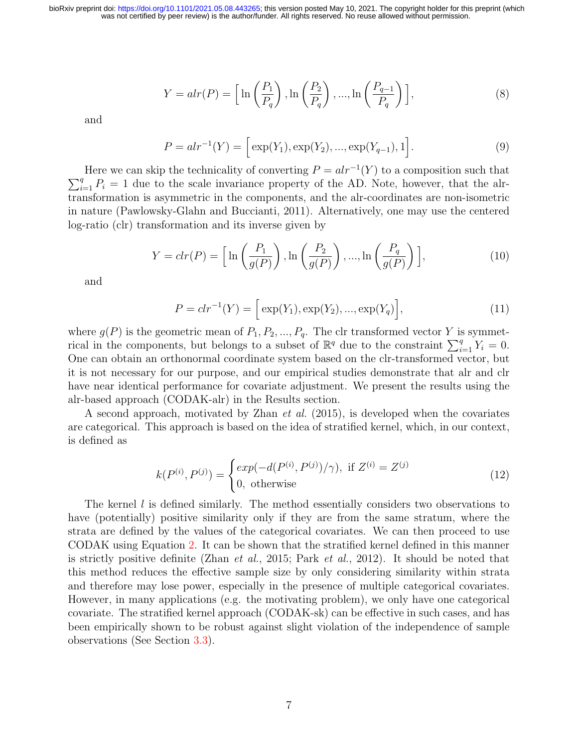$$Y = alr(P) = \Big[ \ln\left(\frac{P_1}{P_q}\right), \ln\left(\frac{P_2}{P_q}\right), ..., \ln\left(\frac{P_{q-1}}{P_q}\right) \Big], \tag{8}$$

and

$$P = alr^{-1}(Y) = \Big[ \exp(Y_1), \exp(Y_2), ..., \exp(Y_{q-1}), 1 \Big]. \tag{9}$$

Here we can skip the technicality of converting $P = alr^{-1}(Y)$ to a composition such that $\sum_{i=1}^{q} P_i = 1$ due to the scale invariance property of the AD. Note, however, that the alr-transformation is asymmetric in the components, and the alr-coordinates are non-isometric in nature (Pawlowsky-Glahn and Buccianti, 2011). Alternatively, one may use the centered log-ratio (clr) transformation and its inverse given by

$$Y = clr(P) = \Big[ \ln\left(\frac{P_1}{g(P)}\right), \ln\left(\frac{P_2}{g(P)}\right), ..., \ln\left(\frac{P_q}{g(P)}\right) \Big], \tag{10}$$

and

$$P = clr^{-1}(Y) = \Big[ \exp(Y_1), \exp(Y_2), ..., \exp(Y_q) \Big], \tag{11}$$

where $g(P)$ is the geometric mean of $P_1, P_2, ..., P_q$. The clr transformed vector $Y$ is symmetrical in the components, but belongs to a subset of $\mathbb{R}^q$ due to the constraint $\sum_{i=1}^{q} Y_i = 0$. One can obtain an orthonormal coordinate system based on the clr-transformed vector, but it is not necessary for our purpose, and our empirical studies demonstrate that alr and clr have near identical performance for covariate adjustment. We present the results using the alr-based approach (CODAK-alr) in the Results section.

A second approach, motivated by Zhan *et al.* (2015), is developed when the covariates are categorical. This approach is based on the idea of stratified kernel, which, in our context, is defined as

$$k(P^{(i)}, P^{(j)}) = \begin{cases} exp(-d(P^{(i)}, P^{(j)})/\gamma), \text{ if } Z^{(i)} = Z^{(j)} \\ 0, \text{ otherwise} \end{cases} \tag{12}$$

The kernel $l$ is defined similarly. The method essentially considers two observations to have (potentially) positive similarity only if they are from the same stratum, where the strata are defined by the values of the categorical covariates. We can then proceed to use CODAK using Equation 2. It can be shown that the stratified kernel defined in this manner is strictly positive definite (Zhan *et al.*, 2015; Park *et al.*, 2012). It should be noted that this method reduces the effective sample size by only considering similarity within strata and therefore may lose power, especially in the presence of multiple categorical covariates. However, in many applications (e.g. the motivating problem), we only have one categorical covariate. The stratified kernel approach (CODAK-sk) can be effective in such cases, and has been empirically shown to be robust against slight violation of the independence of sample observations (See Section 3.3).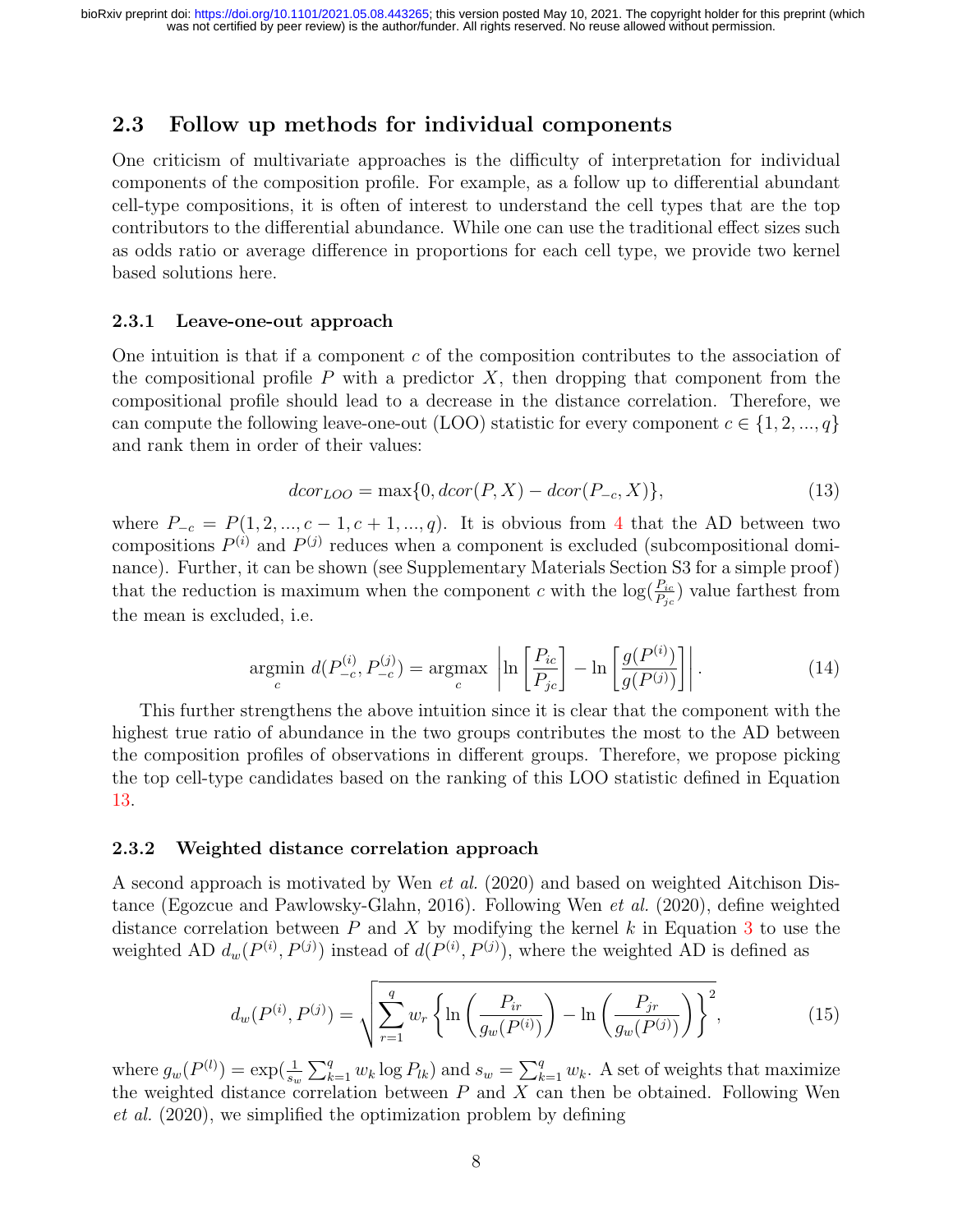## 2.3 Follow up methods for individual components

One criticism of multivariate approaches is the difficulty of interpretation for individual components of the composition profile. For example, as a follow up to differential abundant cell-type compositions, it is often of interest to understand the cell types that are the top contributors to the differential abundance. While one can use the traditional effect sizes such as odds ratio or average difference in proportions for each cell type, we provide two kernel based solutions here.

### 2.3.1 Leave-one-out approach

One intuition is that if a component $c$ of the composition contributes to the association of the compositional profile $P$ with a predictor $X$, then dropping that component from the compositional profile should lead to a decrease in the distance correlation. Therefore, we can compute the following leave-one-out (LOO) statistic for every component $c \in \{1, 2, ..., q\}$ and rank them in order of their values:

$$dcor_{LOO} = \max\{0, dcor(P, X) - dcor(P_{-c}, X)\}, \tag{13}$$

where $P_{-c} = P(1, 2, ..., c-1, c+1, ..., q)$. It is obvious from 4 that the AD between two compositions $P^{(i)}$ and $P^{(j)}$ reduces when a component is excluded (subcompositional dominance). Further, it can be shown (see Supplementary Materials Section S3 for a simple proof) that the reduction is maximum when the component $c$ with the $\log(\frac{P_{ic}}{P_{jc}})$ value farthest from the mean is excluded, i.e.

$$\underset{c}{\operatorname{argmin}}\ d(P_{-c}^{(i)}, P_{-c}^{(j)}) = \underset{c}{\operatorname{argmax}} \left| \ln\left[\frac{P_{ic}}{P_{jc}}\right] - \ln\left[\frac{g(P^{(i)})}{g(P^{(j)})}\right] \right|. \tag{14}$$

This further strengthens the above intuition since it is clear that the component with the highest true ratio of abundance in the two groups contributes the most to the AD between the composition profiles of observations in different groups. Therefore, we propose picking the top cell-type candidates based on the ranking of this LOO statistic defined in Equation 13.

### 2.3.2 Weighted distance correlation approach

A second approach is motivated by Wen *et al.* (2020) and based on weighted Aitchison Distance (Egozcue and Pawlowsky-Glahn, 2016). Following Wen *et al.* (2020), define weighted distance correlation between $P$ and $X$ by modifying the kernel $k$ in Equation 3 to use the weighted AD $d_w(P^{(i)}, P^{(j)})$ instead of $d(P^{(i)}, P^{(j)})$, where the weighted AD is defined as

$$d_w(P^{(i)}, P^{(j)}) = \sqrt{\sum_{r=1}^{q} w_r \left\{ \ln\left(\frac{P_{ir}}{g_w(P^{(i)})}\right) - \ln\left(\frac{P_{jr}}{g_w(P^{(j)})}\right) \right\}^2}, \tag{15}$$

where $g_w(P^{(l)}) = \exp(\frac{1}{s_w}\sum_{k=1}^{q} w_k \log P_{lk})$ and $s_w = \sum_{k=1}^{q} w_k$. A set of weights that maximize the weighted distance correlation between $P$ and $X$ can then be obtained. Following Wen *et al.* (2020), we simplified the optimization problem by defining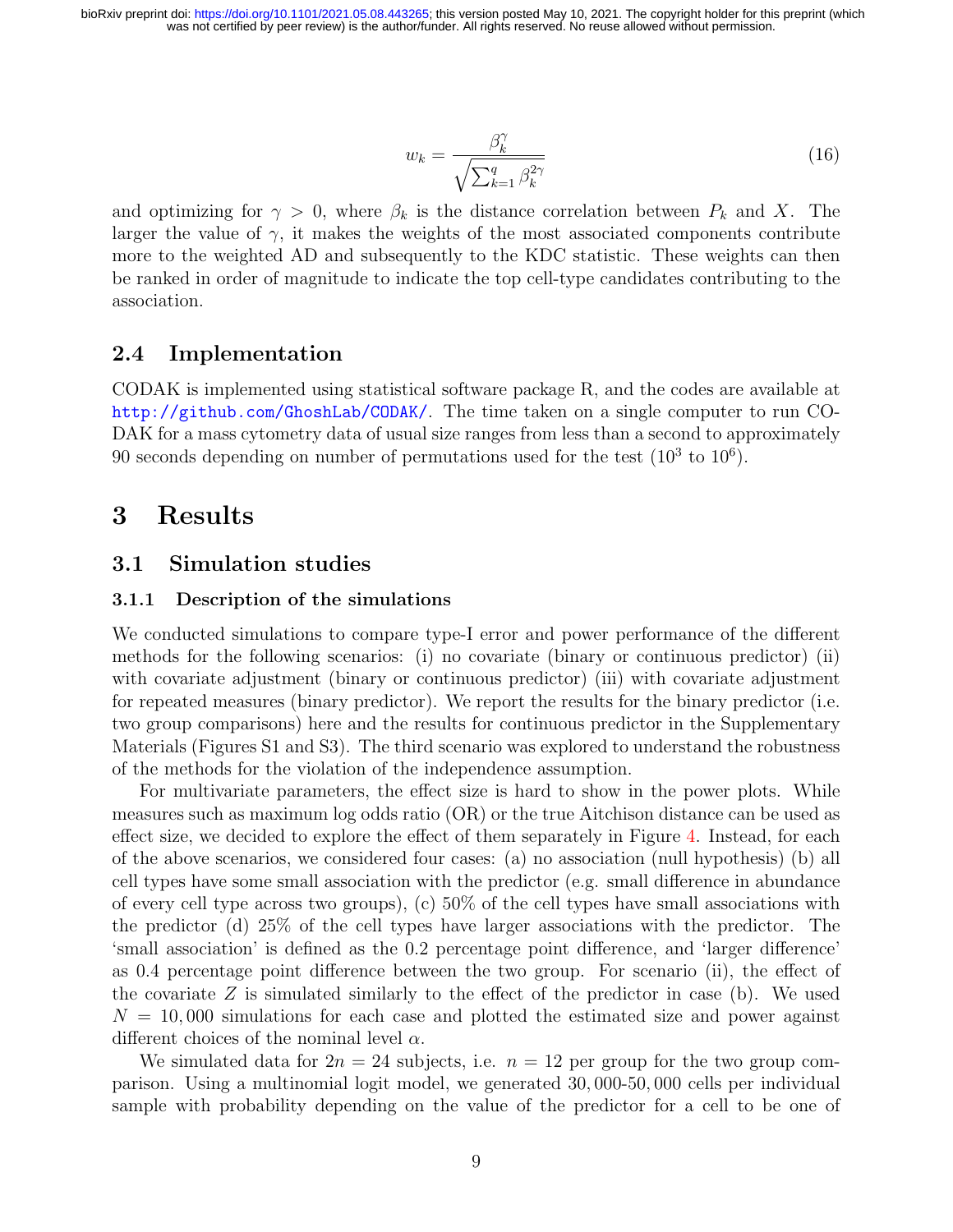$$w_k = \frac{\beta_k^{\gamma}}{\sqrt{\sum_{k=1}^{q} \beta_k^{2\gamma}}} \tag{16}$$

and optimizing for $\gamma > 0$, where $\beta_k$ is the distance correlation between $P_k$ and $X$. The larger the value of $\gamma$, it makes the weights of the most associated components contribute more to the weighted AD and subsequently to the KDC statistic. These weights can then be ranked in order of magnitude to indicate the top cell-type candidates contributing to the association.

## 2.4 Implementation

CODAK is implemented using statistical software package R, and the codes are available at http://github.com/GhoshLab/CODAK/. The time taken on a single computer to run CODAK for a mass cytometry data of usual size ranges from less than a second to approximately 90 seconds depending on number of permutations used for the test ($10^3$ to $10^6$).

# 3 Results

## 3.1 Simulation studies

### 3.1.1 Description of the simulations

We conducted simulations to compare type-I error and power performance of the different methods for the following scenarios: (i) no covariate (binary or continuous predictor) (ii) with covariate adjustment (binary or continuous predictor) (iii) with covariate adjustment for repeated measures (binary predictor). We report the results for the binary predictor (i.e. two group comparisons) here and the results for continuous predictor in the Supplementary Materials (Figures S1 and S3). The third scenario was explored to understand the robustness of the methods for the violation of the independence assumption.

For multivariate parameters, the effect size is hard to show in the power plots. While measures such as maximum log odds ratio (OR) or the true Aitchison distance can be used as effect size, we decided to explore the effect of them separately in Figure 4. Instead, for each of the above scenarios, we considered four cases: (a) no association (null hypothesis) (b) all cell types have some small association with the predictor (e.g. small difference in abundance of every cell type across two groups), (c) 50% of the cell types have small associations with the predictor (d) 25% of the cell types have larger associations with the predictor. The 'small association' is defined as the 0.2 percentage point difference, and 'larger difference' as 0.4 percentage point difference between the two group. For scenario (ii), the effect of the covariate $Z$ is simulated similarly to the effect of the predictor in case (b). We used $N = 10,000$ simulations for each case and plotted the estimated size and power against different choices of the nominal level $\alpha$.

We simulated data for $2n = 24$ subjects, i.e. $n = 12$ per group for the two group comparison. Using a multinomial logit model, we generated $30,000$-$50,000$ cells per individual sample with probability depending on the value of the predictor for a cell to be one of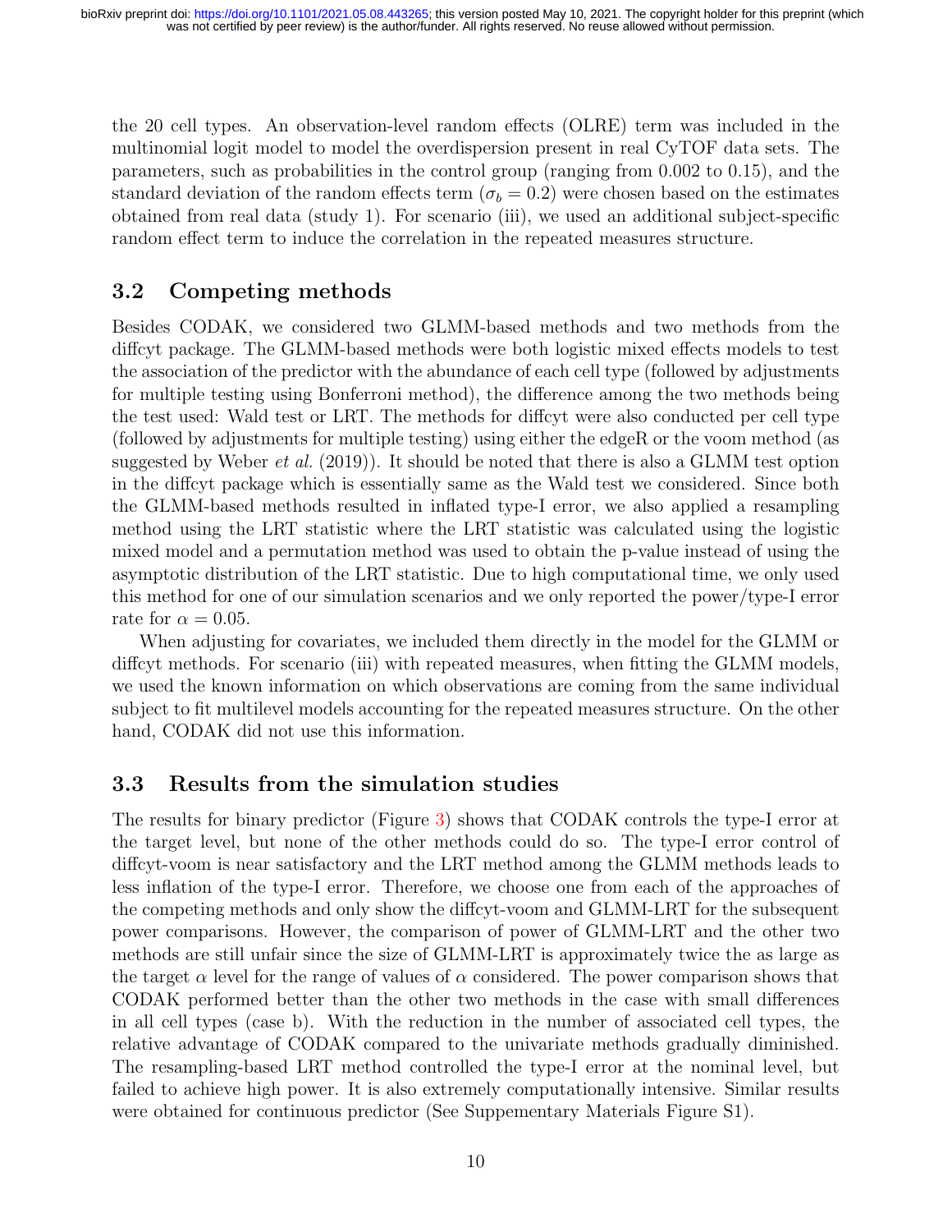the 20 cell types. An observation-level random effects (OLRE) term was included in the multinomial logit model to model the overdispersion present in real CyTOF data sets. The parameters, such as probabilities in the control group (ranging from 0.002 to 0.15), and the standard deviation of the random effects term ($\sigma_b = 0.2$) were chosen based on the estimates obtained from real data (study 1). For scenario (iii), we used an additional subject-specific random effect term to induce the correlation in the repeated measures structure.

## 3.2 Competing methods

Besides CODAK, we considered two GLMM-based methods and two methods from the diffcyt package. The GLMM-based methods were both logistic mixed effects models to test the association of the predictor with the abundance of each cell type (followed by adjustments for multiple testing using Bonferroni method), the difference among the two methods being the test used: Wald test or LRT. The methods for diffcyt were also conducted per cell type (followed by adjustments for multiple testing) using either the edgeR or the voom method (as suggested by Weber *et al.* (2019)). It should be noted that there is also a GLMM test option in the diffcyt package which is essentially same as the Wald test we considered. Since both the GLMM-based methods resulted in inflated type-I error, we also applied a resampling method using the LRT statistic where the LRT statistic was calculated using the logistic mixed model and a permutation method was used to obtain the p-value instead of using the asymptotic distribution of the LRT statistic. Due to high computational time, we only used this method for one of our simulation scenarios and we only reported the power/type-I error rate for $\alpha = 0.05$.

When adjusting for covariates, we included them directly in the model for the GLMM or diffcyt methods. For scenario (iii) with repeated measures, when fitting the GLMM models, we used the known information on which observations are coming from the same individual subject to fit multilevel models accounting for the repeated measures structure. On the other hand, CODAK did not use this information.

## 3.3 Results from the simulation studies

The results for binary predictor (Figure 3) shows that CODAK controls the type-I error at the target level, but none of the other methods could do so. The type-I error control of diffcyt-voom is near satisfactory and the LRT method among the GLMM methods leads to less inflation of the type-I error. Therefore, we choose one from each of the approaches of the competing methods and only show the diffcyt-voom and GLMM-LRT for the subsequent power comparisons. However, the comparison of power of GLMM-LRT and the other two methods are still unfair since the size of GLMM-LRT is approximately twice the as large as the target $\alpha$ level for the range of values of $\alpha$ considered. The power comparison shows that CODAK performed better than the other two methods in the case with small differences in all cell types (case b). With the reduction in the number of associated cell types, the relative advantage of CODAK compared to the univariate methods gradually diminished. The resampling-based LRT method controlled the type-I error at the nominal level, but failed to achieve high power. It is also extremely computationally intensive. Similar results were obtained for continuous predictor (See Suppementary Materials Figure S1).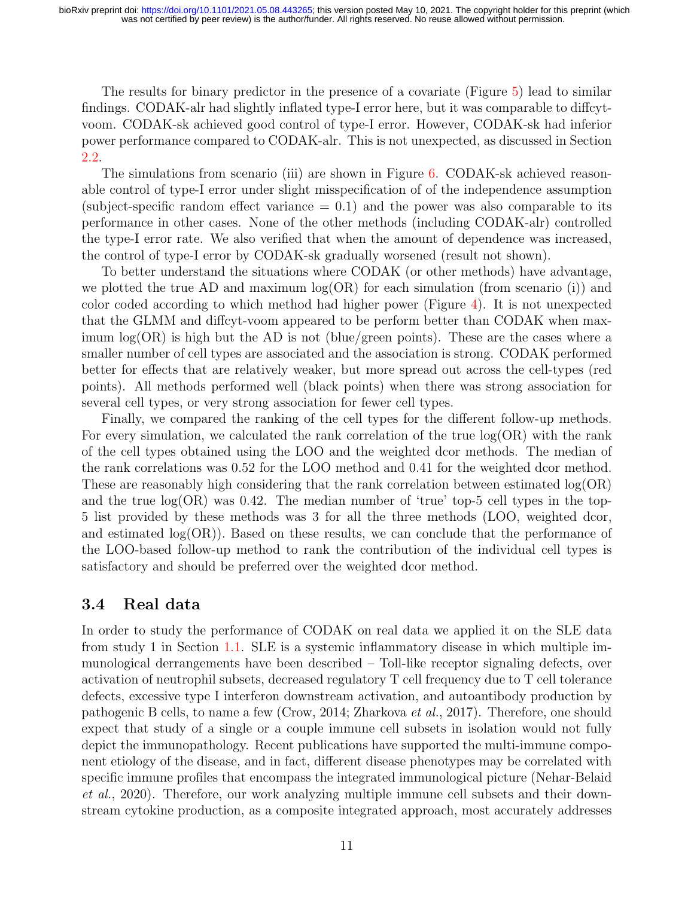The results for binary predictor in the presence of a covariate (Figure 5) lead to similar findings. CODAK-alr had slightly inflated type-I error here, but it was comparable to diffcyt-voom. CODAK-sk achieved good control of type-I error. However, CODAK-sk had inferior power performance compared to CODAK-alr. This is not unexpected, as discussed in Section 2.2.

The simulations from scenario (iii) are shown in Figure 6. CODAK-sk achieved reasonable control of type-I error under slight misspecification of of the independence assumption (subject-specific random effect variance = 0.1) and the power was also comparable to its performance in other cases. None of the other methods (including CODAK-alr) controlled the type-I error rate. We also verified that when the amount of dependence was increased, the control of type-I error by CODAK-sk gradually worsened (result not shown).

To better understand the situations where CODAK (or other methods) have advantage, we plotted the true AD and maximum log(OR) for each simulation (from scenario (i)) and color coded according to which method had higher power (Figure 4). It is not unexpected that the GLMM and diffcyt-voom appeared to be perform better than CODAK when maximum log(OR) is high but the AD is not (blue/green points). These are the cases where a smaller number of cell types are associated and the association is strong. CODAK performed better for effects that are relatively weaker, but more spread out across the cell-types (red points). All methods performed well (black points) when there was strong association for several cell types, or very strong association for fewer cell types.

Finally, we compared the ranking of the cell types for the different follow-up methods. For every simulation, we calculated the rank correlation of the true log(OR) with the rank of the cell types obtained using the LOO and the weighted dcor methods. The median of the rank correlations was 0.52 for the LOO method and 0.41 for the weighted dcor method. These are reasonably high considering that the rank correlation between estimated log(OR) and the true log(OR) was 0.42. The median number of 'true' top-5 cell types in the top-5 list provided by these methods was 3 for all the three methods (LOO, weighted dcor, and estimated log(OR)). Based on these results, we can conclude that the performance of the LOO-based follow-up method to rank the contribution of the individual cell types is satisfactory and should be preferred over the weighted dcor method.

## 3.4 Real data

In order to study the performance of CODAK on real data we applied it on the SLE data from study 1 in Section 1.1. SLE is a systemic inflammatory disease in which multiple immunological derrangements have been described – Toll-like receptor signaling defects, over activation of neutrophil subsets, decreased regulatory T cell frequency due to T cell tolerance defects, excessive type I interferon downstream activation, and autoantibody production by pathogenic B cells, to name a few (Crow, 2014; Zharkova *et al.*, 2017). Therefore, one should expect that study of a single or a couple immune cell subsets in isolation would not fully depict the immunopathology. Recent publications have supported the multi-immune component etiology of the disease, and in fact, different disease phenotypes may be correlated with specific immune profiles that encompass the integrated immunological picture (Nehar-Belaid *et al.*, 2020). Therefore, our work analyzing multiple immune cell subsets and their downstream cytokine production, as a composite integrated approach, most accurately addresses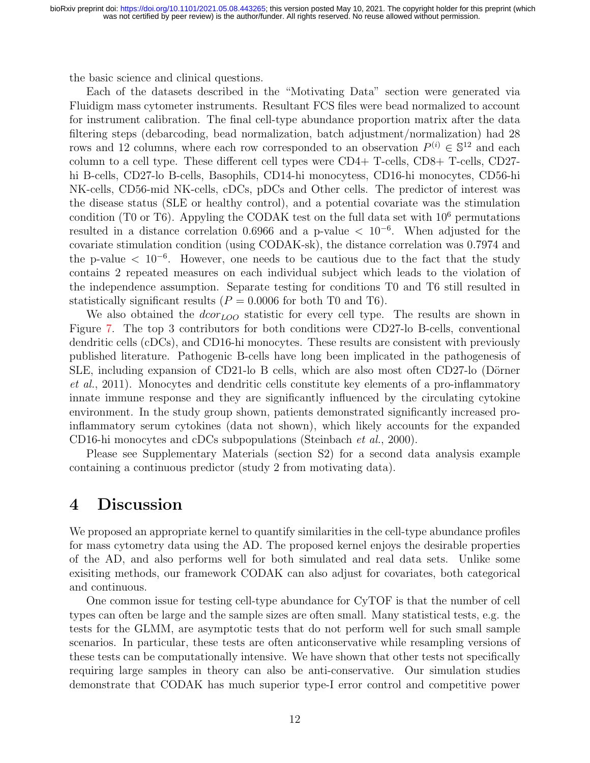the basic science and clinical questions.

Each of the datasets described in the "Motivating Data" section were generated via Fluidigm mass cytometer instruments. Resultant FCS files were bead normalized to account for instrument calibration. The final cell-type abundance proportion matrix after the data filtering steps (debarcoding, bead normalization, batch adjustment/normalization) had 28 rows and 12 columns, where each row corresponded to an observation $P^{(i)} \in \mathbb{S}^{12}$ and each column to a cell type. These different cell types were CD4+ T-cells, CD8+ T-cells, CD27-hi B-cells, CD27-lo B-cells, Basophils, CD14-hi monocytess, CD16-hi monocytes, CD56-hi NK-cells, CD56-mid NK-cells, cDCs, pDCs and Other cells. The predictor of interest was the disease status (SLE or healthy control), and a potential covariate was the stimulation condition (T0 or T6). Appyling the CODAK test on the full data set with $10^6$ permutations resulted in a distance correlation 0.6966 and a p-value $< 10^{-6}$. When adjusted for the covariate stimulation condition (using CODAK-sk), the distance correlation was 0.7974 and the p-value $< 10^{-6}$. However, one needs to be cautious due to the fact that the study contains 2 repeated measures on each individual subject which leads to the violation of the independence assumption. Separate testing for conditions T0 and T6 still resulted in statistically significant results ($P = 0.0006$ for both T0 and T6).

We also obtained the $dcor_{LOO}$ statistic for every cell type. The results are shown in Figure 7. The top 3 contributors for both conditions were CD27-lo B-cells, conventional dendritic cells (cDCs), and CD16-hi monocytes. These results are consistent with previously published literature. Pathogenic B-cells have long been implicated in the pathogenesis of SLE, including expansion of CD21-lo B cells, which are also most often CD27-lo (Dörner *et al.*, 2011). Monocytes and dendritic cells constitute key elements of a pro-inflammatory innate immune response and they are significantly influenced by the circulating cytokine environment. In the study group shown, patients demonstrated significantly increased pro-inflammatory serum cytokines (data not shown), which likely accounts for the expanded CD16-hi monocytes and cDCs subpopulations (Steinbach *et al.*, 2000).

Please see Supplementary Materials (section S2) for a second data analysis example containing a continuous predictor (study 2 from motivating data).

# 4 Discussion

We proposed an appropriate kernel to quantify similarities in the cell-type abundance profiles for mass cytometry data using the AD. The proposed kernel enjoys the desirable properties of the AD, and also performs well for both simulated and real data sets. Unlike some exisiting methods, our framework CODAK can also adjust for covariates, both categorical and continuous.

One common issue for testing cell-type abundance for CyTOF is that the number of cell types can often be large and the sample sizes are often small. Many statistical tests, e.g. the tests for the GLMM, are asymptotic tests that do not perform well for such small sample scenarios. In particular, these tests are often anticonservative while resampling versions of these tests can be computationally intensive. We have shown that other tests not specifically requiring large samples in theory can also be anti-conservative. Our simulation studies demonstrate that CODAK has much superior type-I error control and competitive power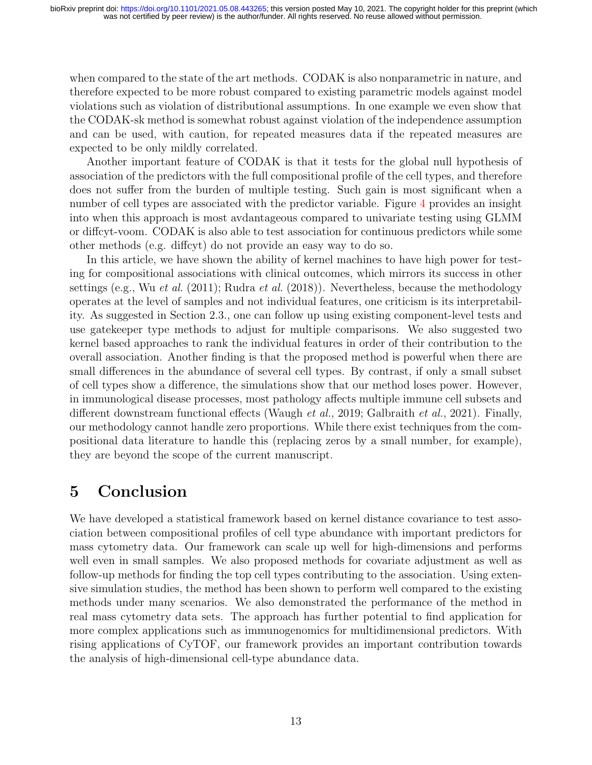when compared to the state of the art methods. CODAK is also nonparametric in nature, and therefore expected to be more robust compared to existing parametric models against model violations such as violation of distributional assumptions. In one example we even show that the CODAK-sk method is somewhat robust against violation of the independence assumption and can be used, with caution, for repeated measures data if the repeated measures are expected to be only mildly correlated.

Another important feature of CODAK is that it tests for the global null hypothesis of association of the predictors with the full compositional profile of the cell types, and therefore does not suffer from the burden of multiple testing. Such gain is most significant when a number of cell types are associated with the predictor variable. Figure 4 provides an insight into when this approach is most avdantageous compared to univariate testing using GLMM or diffcyt-voom. CODAK is also able to test association for continuous predictors while some other methods (e.g. diffcyt) do not provide an easy way to do so.

In this article, we have shown the ability of kernel machines to have high power for testing for compositional associations with clinical outcomes, which mirrors its success in other settings (e.g., Wu *et al.* (2011); Rudra *et al.* (2018)). Nevertheless, because the methodology operates at the level of samples and not individual features, one criticism is its interpretability. As suggested in Section 2.3., one can follow up using existing component-level tests and use gatekeeper type methods to adjust for multiple comparisons. We also suggested two kernel based approaches to rank the individual features in order of their contribution to the overall association. Another finding is that the proposed method is powerful when there are small differences in the abundance of several cell types. By contrast, if only a small subset of cell types show a difference, the simulations show that our method loses power. However, in immunological disease processes, most pathology affects multiple immune cell subsets and different downstream functional effects (Waugh *et al.*, 2019; Galbraith *et al.*, 2021). Finally, our methodology cannot handle zero proportions. While there exist techniques from the compositional data literature to handle this (replacing zeros by a small number, for example), they are beyond the scope of the current manuscript.

# 5 Conclusion

We have developed a statistical framework based on kernel distance covariance to test association between compositional profiles of cell type abundance with important predictors for mass cytometry data. Our framework can scale up well for high-dimensions and performs well even in small samples. We also proposed methods for covariate adjustment as well as follow-up methods for finding the top cell types contributing to the association. Using extensive simulation studies, the method has been shown to perform well compared to the existing methods under many scenarios. We also demonstrated the performance of the method in real mass cytometry data sets. The approach has further potential to find application for more complex applications such as immunogenomics for multidimensional predictors. With rising applications of CyTOF, our framework provides an important contribution towards the analysis of high-dimensional cell-type abundance data.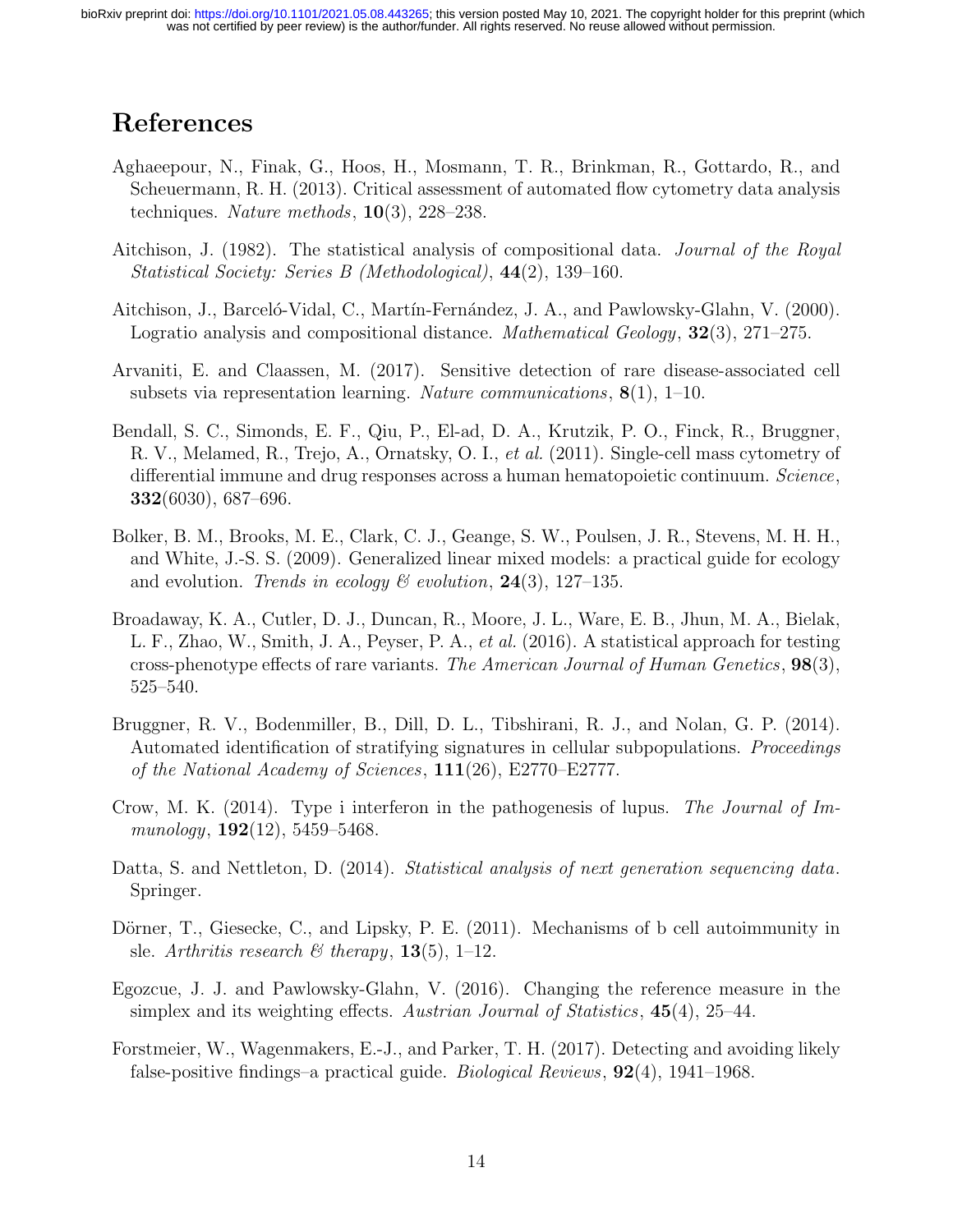# References

Aghaeepour, N., Finak, G., Hoos, H., Mosmann, T. R., Brinkman, R., Gottardo, R., and Scheuermann, R. H. (2013). Critical assessment of automated flow cytometry data analysis techniques. *Nature methods*, **10**(3), 228–238.

Aitchison, J. (1982). The statistical analysis of compositional data. *Journal of the Royal Statistical Society: Series B (Methodological)*, **44**(2), 139–160.

Aitchison, J., Barceló-Vidal, C., Martín-Fernández, J. A., and Pawlowsky-Glahn, V. (2000). Logratio analysis and compositional distance. *Mathematical Geology*, **32**(3), 271–275.

Arvaniti, E. and Claassen, M. (2017). Sensitive detection of rare disease-associated cell subsets via representation learning. *Nature communications*, **8**(1), 1–10.

Bendall, S. C., Simonds, E. F., Qiu, P., El-ad, D. A., Krutzik, P. O., Finck, R., Bruggner, R. V., Melamed, R., Trejo, A., Ornatsky, O. I., *et al.* (2011). Single-cell mass cytometry of differential immune and drug responses across a human hematopoietic continuum. *Science*, **332**(6030), 687–696.

Bolker, B. M., Brooks, M. E., Clark, C. J., Geange, S. W., Poulsen, J. R., Stevens, M. H. H., and White, J.-S. S. (2009). Generalized linear mixed models: a practical guide for ecology and evolution. *Trends in ecology & evolution*, **24**(3), 127–135.

Broadaway, K. A., Cutler, D. J., Duncan, R., Moore, J. L., Ware, E. B., Jhun, M. A., Bielak, L. F., Zhao, W., Smith, J. A., Peyser, P. A., *et al.* (2016). A statistical approach for testing cross-phenotype effects of rare variants. *The American Journal of Human Genetics*, **98**(3), 525–540.

Bruggner, R. V., Bodenmiller, B., Dill, D. L., Tibshirani, R. J., and Nolan, G. P. (2014). Automated identification of stratifying signatures in cellular subpopulations. *Proceedings of the National Academy of Sciences*, **111**(26), E2770–E2777.

Crow, M. K. (2014). Type i interferon in the pathogenesis of lupus. *The Journal of Immunology*, **192**(12), 5459–5468.

Datta, S. and Nettleton, D. (2014). *Statistical analysis of next generation sequencing data*. Springer.

Dörner, T., Giesecke, C., and Lipsky, P. E. (2011). Mechanisms of b cell autoimmunity in sle. *Arthritis research & therapy*, **13**(5), 1–12.

Egozcue, J. J. and Pawlowsky-Glahn, V. (2016). Changing the reference measure in the simplex and its weighting effects. *Austrian Journal of Statistics*, **45**(4), 25–44.

Forstmeier, W., Wagenmakers, E.-J., and Parker, T. H. (2017). Detecting and avoiding likely false-positive findings–a practical guide. *Biological Reviews*, **92**(4), 1941–1968.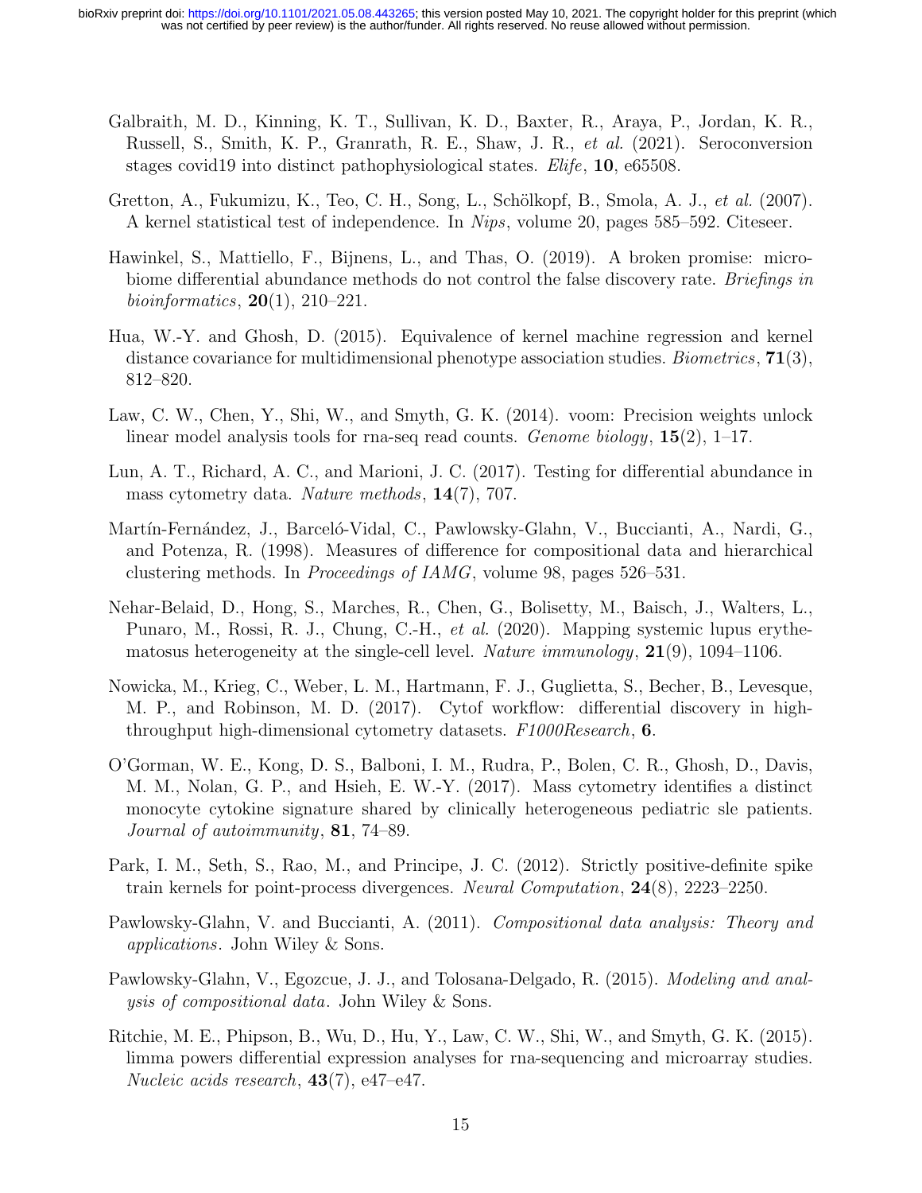Galbraith, M. D., Kinning, K. T., Sullivan, K. D., Baxter, R., Araya, P., Jordan, K. R., Russell, S., Smith, K. P., Granrath, R. E., Shaw, J. R., *et al.* (2021). Seroconversion stages covid19 into distinct pathophysiological states. *Elife*, **10**, e65508.

Gretton, A., Fukumizu, K., Teo, C. H., Song, L., Schölkopf, B., Smola, A. J., *et al.* (2007). A kernel statistical test of independence. In *Nips*, volume 20, pages 585–592. Citeseer.

Hawinkel, S., Mattiello, F., Bijnens, L., and Thas, O. (2019). A broken promise: microbiome differential abundance methods do not control the false discovery rate. *Briefings in bioinformatics*, **20**(1), 210–221.

Hua, W.-Y. and Ghosh, D. (2015). Equivalence of kernel machine regression and kernel distance covariance for multidimensional phenotype association studies. *Biometrics*, **71**(3), 812–820.

Law, C. W., Chen, Y., Shi, W., and Smyth, G. K. (2014). voom: Precision weights unlock linear model analysis tools for rna-seq read counts. *Genome biology*, **15**(2), 1–17.

Lun, A. T., Richard, A. C., and Marioni, J. C. (2017). Testing for differential abundance in mass cytometry data. *Nature methods*, **14**(7), 707.

Martín-Fernández, J., Barceló-Vidal, C., Pawlowsky-Glahn, V., Buccianti, A., Nardi, G., and Potenza, R. (1998). Measures of difference for compositional data and hierarchical clustering methods. In *Proceedings of IAMG*, volume 98, pages 526–531.

Nehar-Belaid, D., Hong, S., Marches, R., Chen, G., Bolisetty, M., Baisch, J., Walters, L., Punaro, M., Rossi, R. J., Chung, C.-H., *et al.* (2020). Mapping systemic lupus erythematosus heterogeneity at the single-cell level. *Nature immunology*, **21**(9), 1094–1106.

Nowicka, M., Krieg, C., Weber, L. M., Hartmann, F. J., Guglietta, S., Becher, B., Levesque, M. P., and Robinson, M. D. (2017). Cytof workflow: differential discovery in high-throughput high-dimensional cytometry datasets. *F1000Research*, **6**.

O'Gorman, W. E., Kong, D. S., Balboni, I. M., Rudra, P., Bolen, C. R., Ghosh, D., Davis, M. M., Nolan, G. P., and Hsieh, E. W.-Y. (2017). Mass cytometry identifies a distinct monocyte cytokine signature shared by clinically heterogeneous pediatric sle patients. *Journal of autoimmunity*, **81**, 74–89.

Park, I. M., Seth, S., Rao, M., and Principe, J. C. (2012). Strictly positive-definite spike train kernels for point-process divergences. *Neural Computation*, **24**(8), 2223–2250.

Pawlowsky-Glahn, V. and Buccianti, A. (2011). *Compositional data analysis: Theory and applications*. John Wiley & Sons.

Pawlowsky-Glahn, V., Egozcue, J. J., and Tolosana-Delgado, R. (2015). *Modeling and analysis of compositional data*. John Wiley & Sons.

Ritchie, M. E., Phipson, B., Wu, D., Hu, Y., Law, C. W., Shi, W., and Smyth, G. K. (2015). limma powers differential expression analyses for rna-sequencing and microarray studies. *Nucleic acids research*, **43**(7), e47–e47.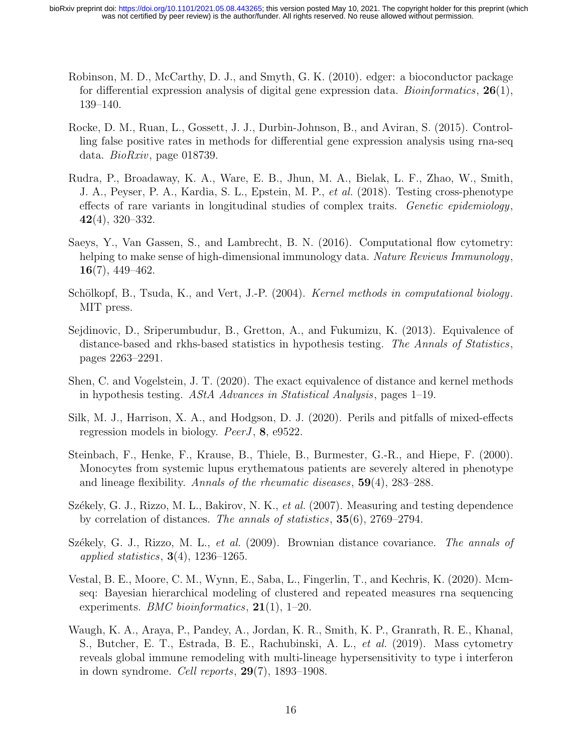Robinson, M. D., McCarthy, D. J., and Smyth, G. K. (2010). edger: a bioconductor package for differential expression analysis of digital gene expression data. *Bioinformatics*, **26**(1), 139–140.

Rocke, D. M., Ruan, L., Gossett, J. J., Durbin-Johnson, B., and Aviran, S. (2015). Controlling false positive rates in methods for differential gene expression analysis using rna-seq data. *BioRxiv*, page 018739.

Rudra, P., Broadaway, K. A., Ware, E. B., Jhun, M. A., Bielak, L. F., Zhao, W., Smith, J. A., Peyser, P. A., Kardia, S. L., Epstein, M. P., *et al.* (2018). Testing cross-phenotype effects of rare variants in longitudinal studies of complex traits. *Genetic epidemiology*, **42**(4), 320–332.

Saeys, Y., Van Gassen, S., and Lambrecht, B. N. (2016). Computational flow cytometry: helping to make sense of high-dimensional immunology data. *Nature Reviews Immunology*, **16**(7), 449–462.

Schölkopf, B., Tsuda, K., and Vert, J.-P. (2004). *Kernel methods in computational biology*. MIT press.

Sejdinovic, D., Sriperumbudur, B., Gretton, A., and Fukumizu, K. (2013). Equivalence of distance-based and rkhs-based statistics in hypothesis testing. *The Annals of Statistics*, pages 2263–2291.

Shen, C. and Vogelstein, J. T. (2020). The exact equivalence of distance and kernel methods in hypothesis testing. *AStA Advances in Statistical Analysis*, pages 1–19.

Silk, M. J., Harrison, X. A., and Hodgson, D. J. (2020). Perils and pitfalls of mixed-effects regression models in biology. *PeerJ*, **8**, e9522.

Steinbach, F., Henke, F., Krause, B., Thiele, B., Burmester, G.-R., and Hiepe, F. (2000). Monocytes from systemic lupus erythematous patients are severely altered in phenotype and lineage flexibility. *Annals of the rheumatic diseases*, **59**(4), 283–288.

Székely, G. J., Rizzo, M. L., Bakirov, N. K., *et al.* (2007). Measuring and testing dependence by correlation of distances. *The annals of statistics*, **35**(6), 2769–2794.

Székely, G. J., Rizzo, M. L., *et al.* (2009). Brownian distance covariance. *The annals of applied statistics*, **3**(4), 1236–1265.

Vestal, B. E., Moore, C. M., Wynn, E., Saba, L., Fingerlin, T., and Kechris, K. (2020). Mcmseq: Bayesian hierarchical modeling of clustered and repeated measures rna sequencing experiments. *BMC bioinformatics*, **21**(1), 1–20.

Waugh, K. A., Araya, P., Pandey, A., Jordan, K. R., Smith, K. P., Granrath, R. E., Khanal, S., Butcher, E. T., Estrada, B. E., Rachubinski, A. L., *et al.* (2019). Mass cytometry reveals global immune remodeling with multi-lineage hypersensitivity to type i interferon in down syndrome. *Cell reports*, **29**(7), 1893–1908.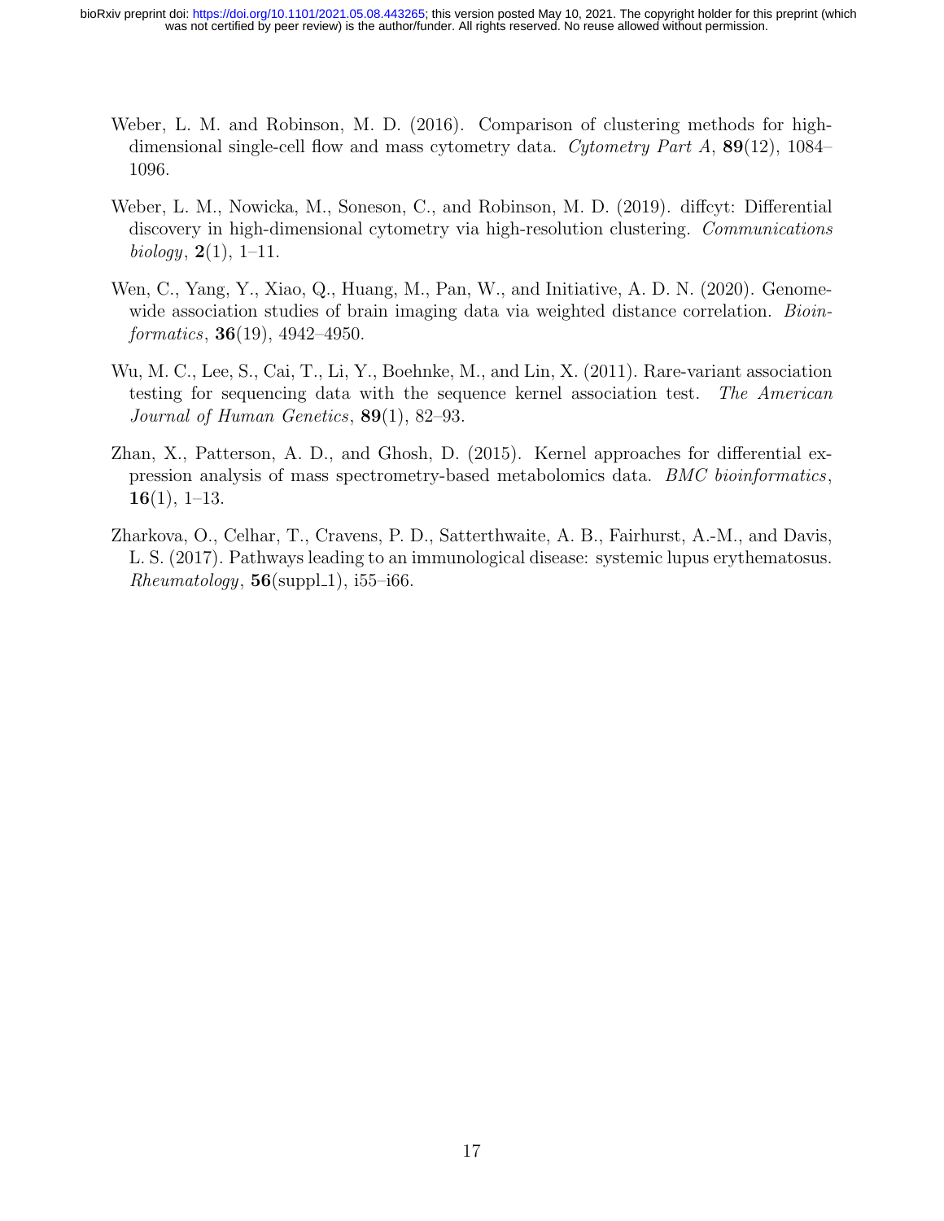Weber, L. M. and Robinson, M. D. (2016). Comparison of clustering methods for high-dimensional single-cell flow and mass cytometry data. *Cytometry Part A*, **89**(12), 1084–1096.

Weber, L. M., Nowicka, M., Soneson, C., and Robinson, M. D. (2019). diffcyt: Differential discovery in high-dimensional cytometry via high-resolution clustering. *Communications biology*, **2**(1), 1–11.

Wen, C., Yang, Y., Xiao, Q., Huang, M., Pan, W., and Initiative, A. D. N. (2020). Genome-wide association studies of brain imaging data via weighted distance correlation. *Bioinformatics*, **36**(19), 4942–4950.

Wu, M. C., Lee, S., Cai, T., Li, Y., Boehnke, M., and Lin, X. (2011). Rare-variant association testing for sequencing data with the sequence kernel association test. *The American Journal of Human Genetics*, **89**(1), 82–93.

Zhan, X., Patterson, A. D., and Ghosh, D. (2015). Kernel approaches for differential expression analysis of mass spectrometry-based metabolomics data. *BMC bioinformatics*, **16**(1), 1–13.

Zharkova, O., Celhar, T., Cravens, P. D., Satterthwaite, A. B., Fairhurst, A.-M., and Davis, L. S. (2017). Pathways leading to an immunological disease: systemic lupus erythematosus. *Rheumatology*, **56**(suppl_1), i55–i66.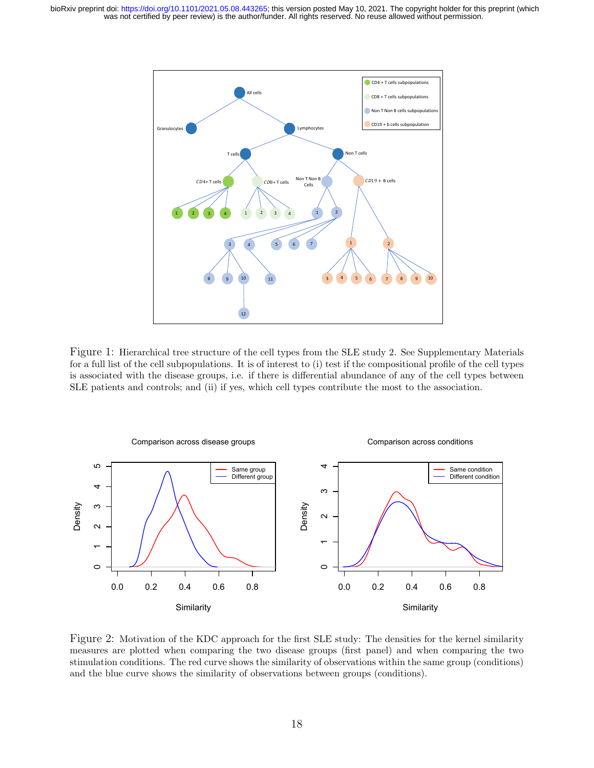Figure 1: Hierarchical tree structure of the cell types from the SLE study 2. See Supplementary Materials for a full list of the cell subpopulations. It is of interest to (i) test if the compositional profile of the cell types is associated with the disease groups, i.e. if there is differential abundance of any of the cell types between SLE patients and controls; and (ii) if yes, which cell types contribute the most to the association.

Figure 2: Motivation of the KDC approach for the first SLE study: The densities for the kernel similarity measures are plotted when comparing the two disease groups (first panel) and when comparing the two stimulation conditions. The red curve shows the similarity of observations within the same group (conditions) and the blue curve shows the similarity of observations between groups (conditions).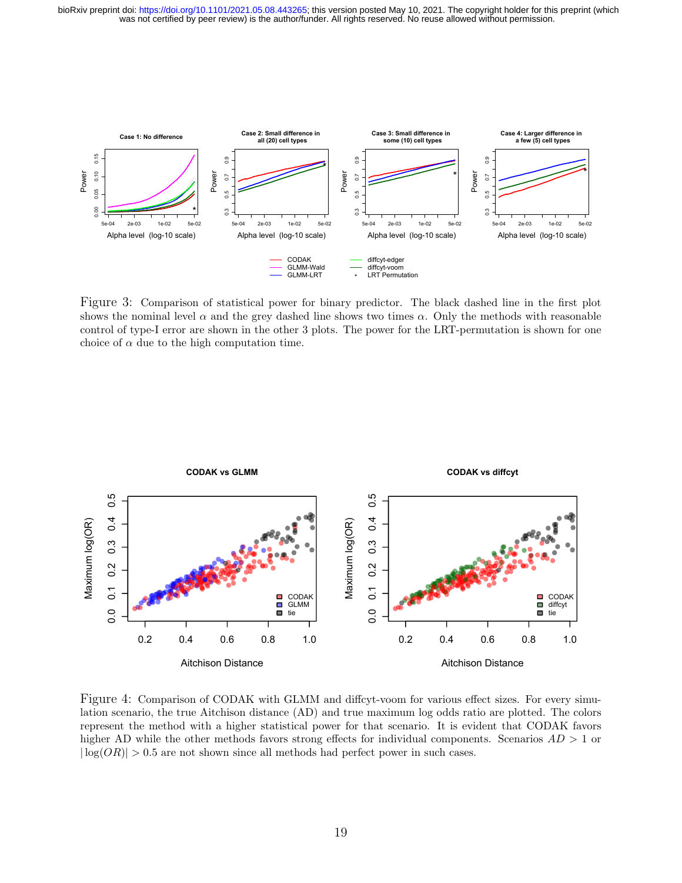Figure 3: Comparison of statistical power for binary predictor. The black dashed line in the first plot shows the nominal level $\alpha$ and the grey dashed line shows two times $\alpha$. Only the methods with reasonable control of type-I error are shown in the other 3 plots. The power for the LRT-permutation is shown for one choice of $\alpha$ due to the high computation time.

Figure 4: Comparison of CODAK with GLMM and diffcyt-voom for various effect sizes. For every simulation scenario, the true Aitchison distance (AD) and true maximum log odds ratio are plotted. The colors represent the method with a higher statistical power for that scenario. It is evident that CODAK favors higher AD while the other methods favors strong effects for individual components. Scenarios $AD > 1$ or $|\log(OR)| > 0.5$ are not shown since all methods had perfect power in such cases.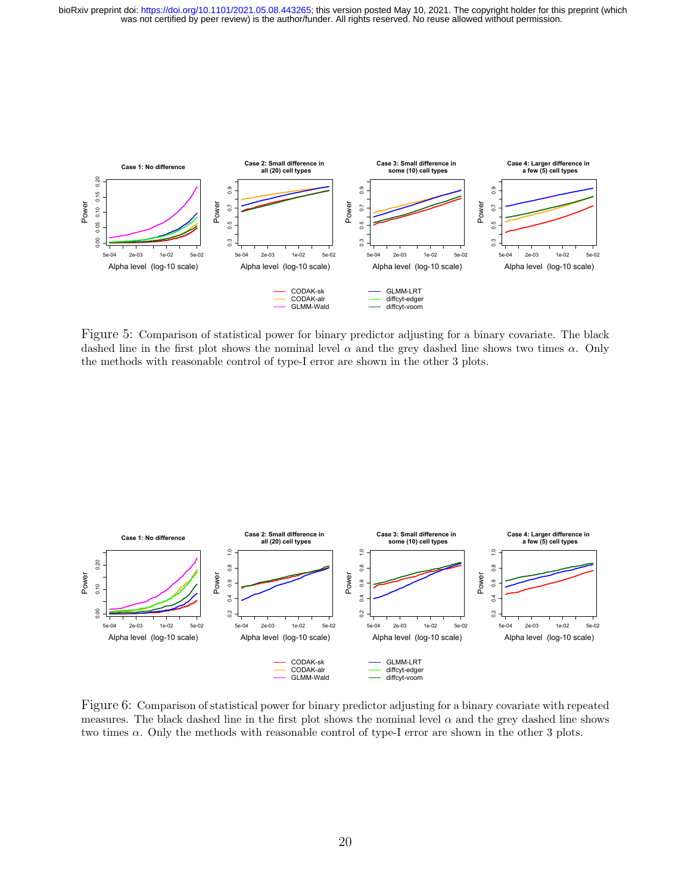Figure 5: Comparison of statistical power for binary predictor adjusting for a binary covariate. The black dashed line in the first plot shows the nominal level $\alpha$ and the grey dashed line shows two times $\alpha$. Only the methods with reasonable control of type-I error are shown in the other 3 plots.

Figure 6: Comparison of statistical power for binary predictor adjusting for a binary covariate with repeated measures. The black dashed line in the first plot shows the nominal level $\alpha$ and the grey dashed line shows two times $\alpha$. Only the methods with reasonable control of type-I error are shown in the other 3 plots.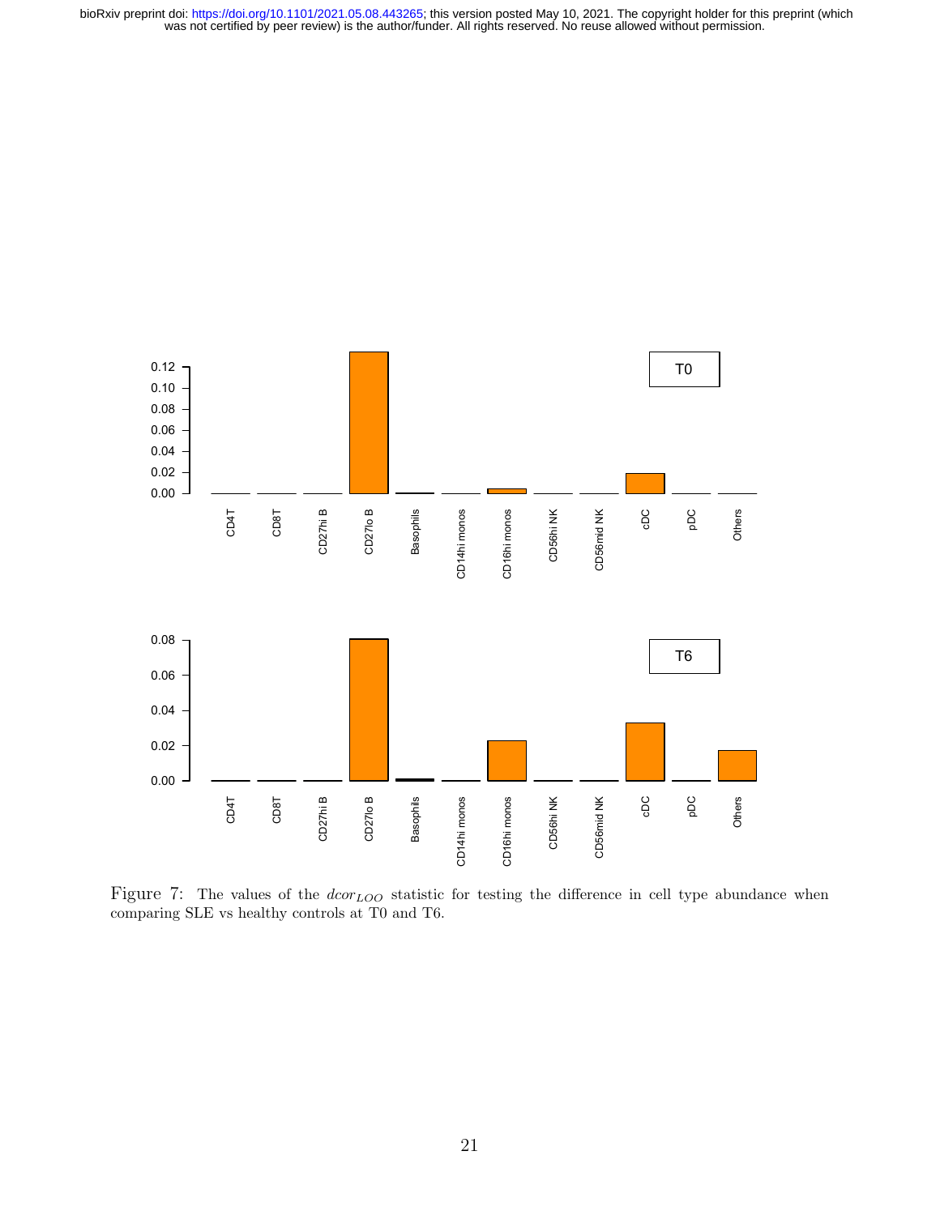T0

0.12
0.10
0.08
0.06
0.04
0.02
0.00

CD4T
CD8T
CD27hi B
CD27lo B
Basophils
CD14hi monos
CD16hi monos
CD56hi NK
CD56mid NK
cDC
pDC
Others

T6

0.08
0.06
0.04
0.02
0.00

CD4T
CD8T
CD27hi B
CD27lo B
Basophils
CD14hi monos
CD16hi monos
CD56hi NK
CD56mid NK
cDC
pDC
Others

Figure 7: The values of the $dcor_{LOO}$ statistic for testing the difference in cell type abundance when comparing SLE vs healthy controls at T0 and T6.